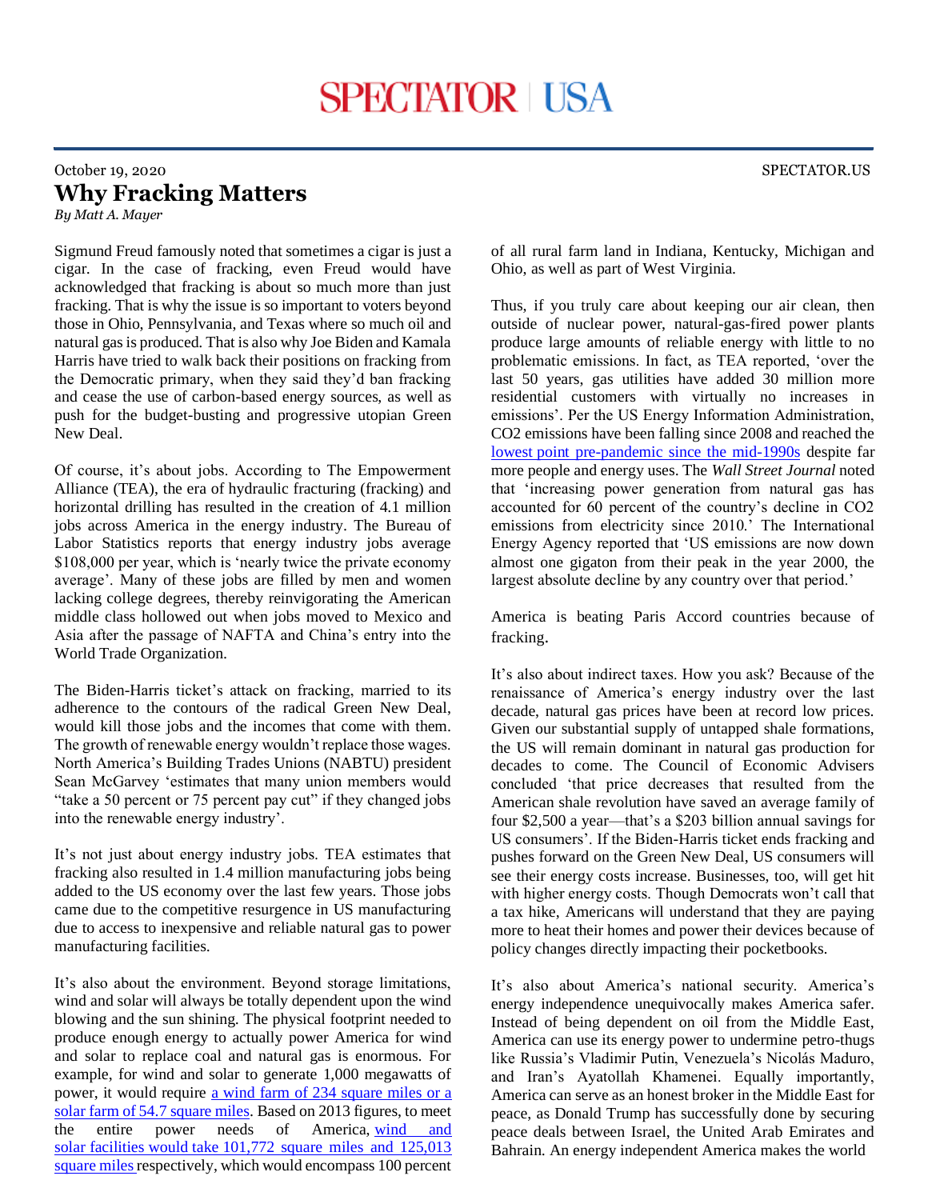October 19, 2020

# Why Fracking Matters

*By Matt A. Mayer*

Sigmund Freud famously noted that sometimes a cigar is just a cigar. In the case of fracking, even Freud would have acknowledged that fracking is about so much more than just fracking. That is why the issue is so important to voters beyond those in Ohio, Pennsylvania, and Texas where so much oil and natural gas is produced. That is also why Joe Biden and Kamala Harris have tried to walk back their positions on fracking from the Democratic primary, when they said they'd ban fracking and cease the use of carbon-based energy sources, as well as push for the budget-busting and progressive utopian Green New Deal.

Of course, it's about jobs. According to The Empowerment Alliance (TEA), the era of hydraulic fracturing (fracking) and horizontal drilling has resulted in the creation of 4.1 million jobs across America in the energy industry. The Bureau of Labor Statistics reports that energy industry jobs average $108,000 per year, which is 'nearly twice the private economy average'. Many of these jobs are filled by men and women lacking college degrees, thereby reinvigorating the American middle class hollowed out when jobs moved to Mexico and Asia after the passage of NAFTA and China's entry into the World Trade Organization.

The Biden-Harris ticket's attack on fracking, married to its adherence to the contours of the radical Green New Deal, would kill those jobs and the incomes that come with them. The growth of renewable energy wouldn't replace those wages. North America's Building Trades Unions (NABTU) president Sean McGarvey 'estimates that many union members would "take a 50 percent or 75 percent pay cut" if they changed jobs into the renewable energy industry'.

It's not just about energy industry jobs. TEA estimates that fracking also resulted in 1.4 million manufacturing jobs being added to the US economy over the last few years. Those jobs came due to the competitive resurgence in US manufacturing due to access to inexpensive and reliable natural gas to power manufacturing facilities.

It's also about the environment. Beyond storage limitations, wind and solar will always be totally dependent upon the wind blowing and the sun shining. The physical footprint needed to produce enough energy to actually power America for wind and solar to replace coal and natural gas is enormous. For example, for wind and solar to generate 1,000 megawatts of power, it would require [a wind farm of 234 square miles or a solar farm of 54.7 square miles](). Based on 2013 figures, to meet the entire power needs of America, [wind and solar facilities would take 101,772 square miles and 125,013 square miles]() respectively, which would encompass 100 percent of all rural farm land in Indiana, Kentucky, Michigan and Ohio, as well as part of West Virginia.

Thus, if you truly care about keeping our air clean, then outside of nuclear power, natural-gas-fired power plants produce large amounts of reliable energy with little to no problematic emissions. In fact, as TEA reported, 'over the last 50 years, gas utilities have added 30 million more residential customers with virtually no increases in emissions'. Per the US Energy Information Administration, CO2 emissions have been falling since 2008 and reached the [lowest point pre-pandemic since the mid-1990s]() despite far more people and energy uses. The *Wall Street Journal* noted that 'increasing power generation from natural gas has accounted for 60 percent of the country's decline in CO2 emissions from electricity since 2010.' The International Energy Agency reported that 'US emissions are now down almost one gigaton from their peak in the year 2000, the largest absolute decline by any country over that period.'

America is beating Paris Accord countries because of fracking.

It's also about indirect taxes. How you ask? Because of the renaissance of America's energy industry over the last decade, natural gas prices have been at record low prices. Given our substantial supply of untapped shale formations, the US will remain dominant in natural gas production for decades to come. The Council of Economic Advisers concluded 'that price decreases that resulted from the American shale revolution have saved an average family of four $2,500 a year—that's a $203 billion annual savings for US consumers'. If the Biden-Harris ticket ends fracking and pushes forward on the Green New Deal, US consumers will see their energy costs increase. Businesses, too, will get hit with higher energy costs. Though Democrats won't call that a tax hike, Americans will understand that they are paying more to heat their homes and power their devices because of policy changes directly impacting their pocketbooks.

It's also about America's national security. America's energy independence unequivocally makes America safer. Instead of being dependent on oil from the Middle East, America can use its energy power to undermine petro-thugs like Russia's Vladimir Putin, Venezuela's Nicolás Maduro, and Iran's Ayatollah Khamenei. Equally importantly, America can serve as an honest broker in the Middle East for peace, as Donald Trump has successfully done by securing peace deals between Israel, the United Arab Emirates and Bahrain. An energy independent America makes the world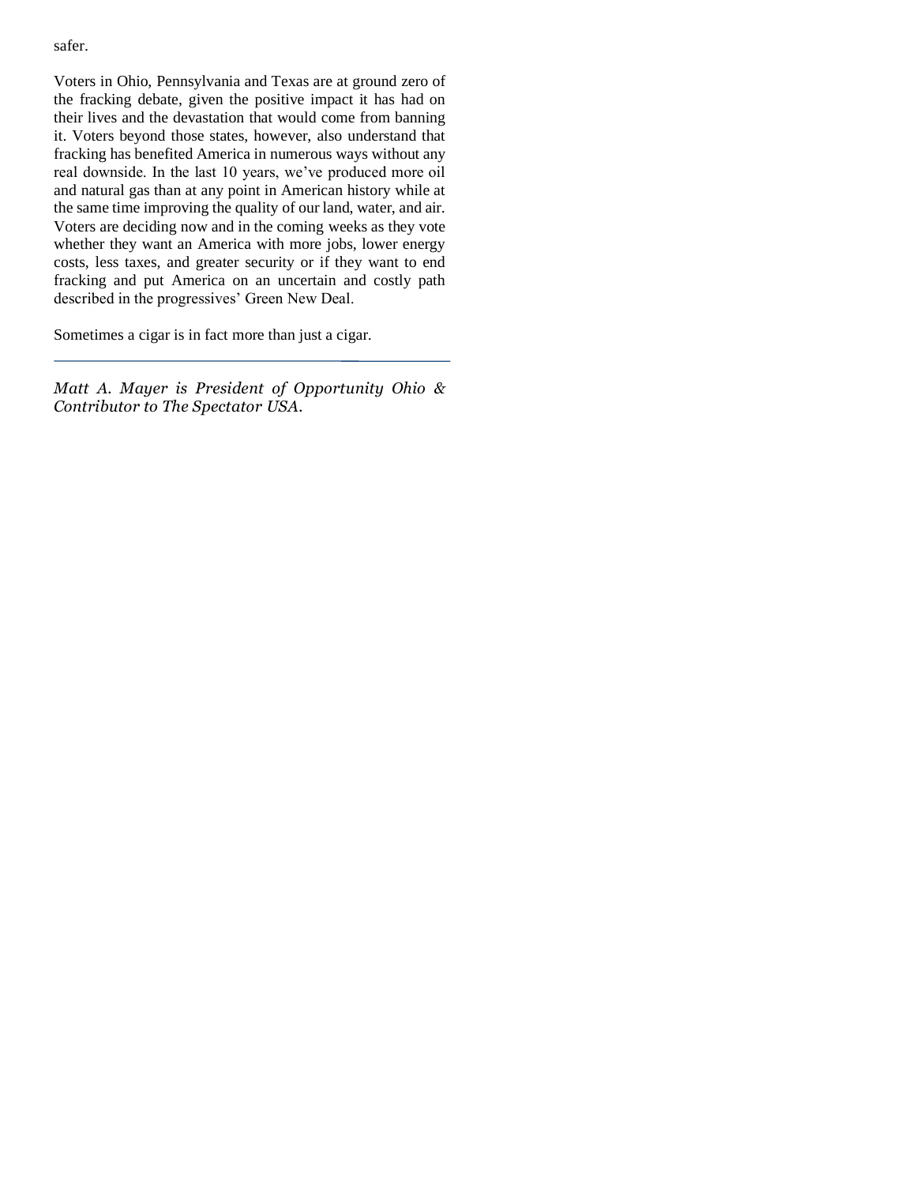safer.

Voters in Ohio, Pennsylvania and Texas are at ground zero of the fracking debate, given the positive impact it has had on their lives and the devastation that would come from banning it. Voters beyond those states, however, also understand that fracking has benefited America in numerous ways without any real downside. In the last 10 years, we've produced more oil and natural gas than at any point in American history while at the same time improving the quality of our land, water, and air. Voters are deciding now and in the coming weeks as they vote whether they want an America with more jobs, lower energy costs, less taxes, and greater security or if they want to end fracking and put America on an uncertain and costly path described in the progressives' Green New Deal.

Sometimes a cigar is in fact more than just a cigar.

---

*Matt A. Mayer is President of Opportunity Ohio & Contributor to The Spectator USA.*